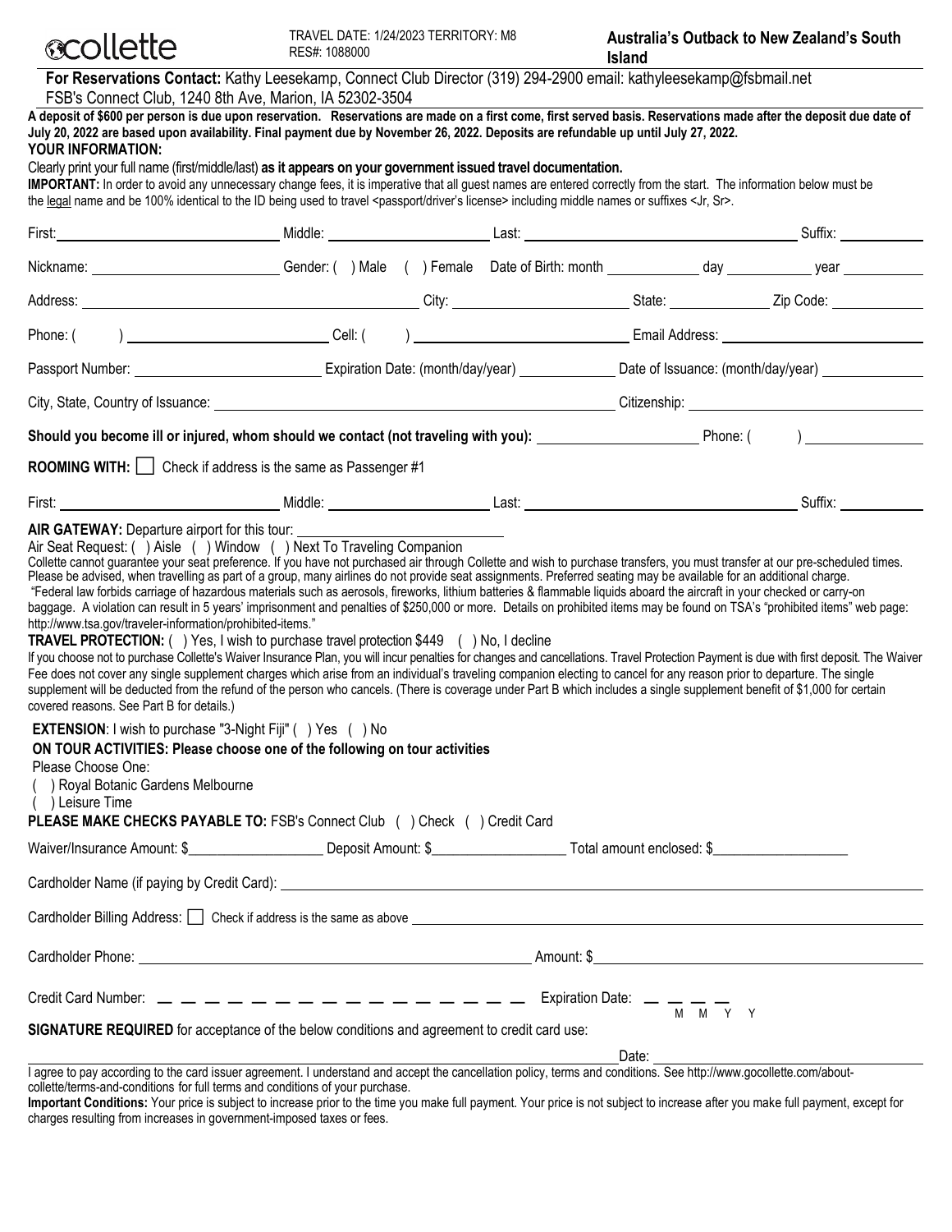collette

TRAVEL DATE: 1/24/2023 TERRITORY: M8
RES#: 1088000

**Australia's Outback to New Zealand's South Island**

**For Reservations Contact:** Kathy Leesekamp, Connect Club Director (319) 294-2900 email: kathyleesekamp@fsbmail.net
FSB's Connect Club, 1240 8th Ave, Marion, IA 52302-3504

**A deposit of $600 per person is due upon reservation. Reservations are made on a first come, first served basis. Reservations made after the deposit due date of July 20, 2022 are based upon availability. Final payment due by November 26, 2022. Deposits are refundable up until July 27, 2022.**

**YOUR INFORMATION:**

Clearly print your full name (first/middle/last) **as it appears on your government issued travel documentation.**

**IMPORTANT:** In order to avoid any unnecessary change fees, it is imperative that all guest names are entered correctly from the start. The information below must be the legal name and be 100% identical to the ID being used to travel <passport/driver's license> including middle names or suffixes <Jr, Sr>.

First: ______________ Middle: ______________ Last: ______________ Suffix: ______

Nickname: ______________ Gender: ( ) Male ( ) Female Date of Birth: month ______ day ______ year ______

Address: ______________ City: ______________ State: ______ Zip Code: ______

Phone: ( ) ______________ Cell: ( ) ______________ Email Address: ______________

Passport Number: ______________ Expiration Date: (month/day/year) ______ Date of Issuance: (month/day/year) ______

City, State, Country of Issuance: ______________ Citizenship: ______________

**Should you become ill or injured, whom should we contact (not traveling with you):** ______________ Phone: ( ) ______

**ROOMING WITH:** ☐ Check if address is the same as Passenger #1

First: ______________ Middle: ______________ Last: ______________ Suffix: ______

**AIR GATEWAY:** Departure airport for this tour: ______________

Air Seat Request: ( ) Aisle ( ) Window ( ) Next To Traveling Companion

Collette cannot guarantee your seat preference. If you have not purchased air through Collette and wish to purchase transfers, you must transfer at our pre-scheduled times. Please be advised, when travelling as part of a group, many airlines do not provide seat assignments. Preferred seating may be available for an additional charge.

"Federal law forbids carriage of hazardous materials such as aerosols, fireworks, lithium batteries & flammable liquids aboard the aircraft in your checked or carry-on baggage. A violation can result in 5 years' imprisonment and penalties of $250,000 or more. Details on prohibited items may be found on TSA's "prohibited items" web page: http://www.tsa.gov/traveler-information/prohibited-items."

**TRAVEL PROTECTION:** ( ) Yes, I wish to purchase travel protection $449 ( ) No, I decline

If you choose not to purchase Collette's Waiver Insurance Plan, you will incur penalties for changes and cancellations. Travel Protection Payment is due with first deposit. The Waiver Fee does not cover any single supplement charges which arise from an individual's traveling companion electing to cancel for any reason prior to departure. The single supplement will be deducted from the refund of the person who cancels. (There is coverage under Part B which includes a single supplement benefit of $1,000 for certain covered reasons. See Part B for details.)

**EXTENSION**: I wish to purchase "3-Night Fiji" ( ) Yes ( ) No

**ON TOUR ACTIVITIES: Please choose one of the following on tour activities**

Please Choose One:

( ) Royal Botanic Gardens Melbourne

( ) Leisure Time

**PLEASE MAKE CHECKS PAYABLE TO:** FSB's Connect Club ( ) Check ( ) Credit Card

Waiver/Insurance Amount: $__________ Deposit Amount: $__________ Total amount enclosed: $__________

Cardholder Name (if paying by Credit Card): ______________

Cardholder Billing Address: ☐ Check if address is the same as above ______________

Cardholder Phone: ______________ Amount: $______________

Credit Card Number: _ _ _ _ _ _ _ _ _ _ _ _ _ _ _ _ Expiration Date: _ _ _ _ (M M Y Y)

**SIGNATURE REQUIRED** for acceptance of the below conditions and agreement to credit card use:

______________ Date: ______________

I agree to pay according to the card issuer agreement. I understand and accept the cancellation policy, terms and conditions. See http://www.gocollette.com/about-collette/terms-and-conditions for full terms and conditions of your purchase.

**Important Conditions:** Your price is subject to increase prior to the time you make full payment. Your price is not subject to increase after you make full payment, except for charges resulting from increases in government-imposed taxes or fees.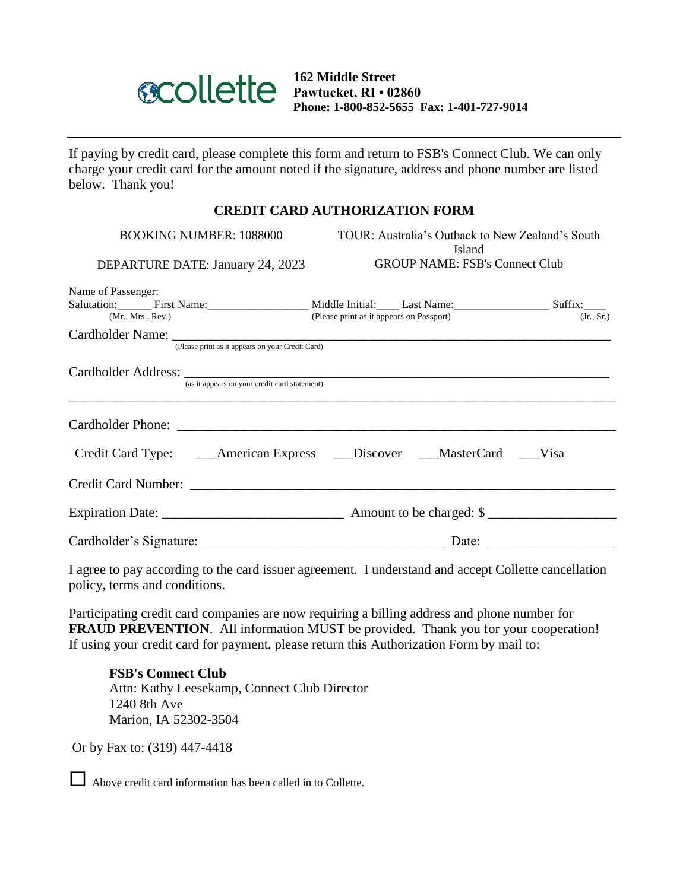**collette**

**162 Middle Street**
**Pawtucket, RI • 02860**
**Phone: 1-800-852-5655 Fax: 1-401-727-9014**

---

If paying by credit card, please complete this form and return to FSB's Connect Club. We can only charge your credit card for the amount noted if the signature, address and phone number are listed below. Thank you!

## CREDIT CARD AUTHORIZATION FORM

BOOKING NUMBER: 1088000 | TOUR: Australia's Outback to New Zealand's South Island

DEPARTURE DATE: January 24, 2023 | GROUP NAME: FSB's Connect Club

Name of Passenger:

Salutation:______ First Name:_________________ Middle Initial:____ Last Name:________________ Suffix:____
(Mr., Mrs., Rev.) (Please print as it appears on Passport) (Jr., Sr.)

Cardholder Name: ____________________________________________________________________________
(Please print as it appears on your Credit Card)

Cardholder Address: __________________________________________________________________________
(as it appears on your credit card statement)

______________________________________________________________________________________________

Cardholder Phone: ____________________________________________________________________________

Credit Card Type: ___American Express ___Discover ___MasterCard ___Visa

Credit Card Number: __________________________________________________________________________

Expiration Date: __________________________ Amount to be charged: $ ___________________

Cardholder's Signature: ___________________________________ Date: ___________________

I agree to pay according to the card issuer agreement. I understand and accept Collette cancellation policy, terms and conditions.

Participating credit card companies are now requiring a billing address and phone number for **FRAUD PREVENTION**. All information MUST be provided. Thank you for your cooperation! If using your credit card for payment, please return this Authorization Form by mail to:

**FSB's Connect Club**
Attn: Kathy Leesekamp, Connect Club Director
1240 8th Ave
Marion, IA 52302-3504

Or by Fax to: (319) 447-4418

☐ Above credit card information has been called in to Collette.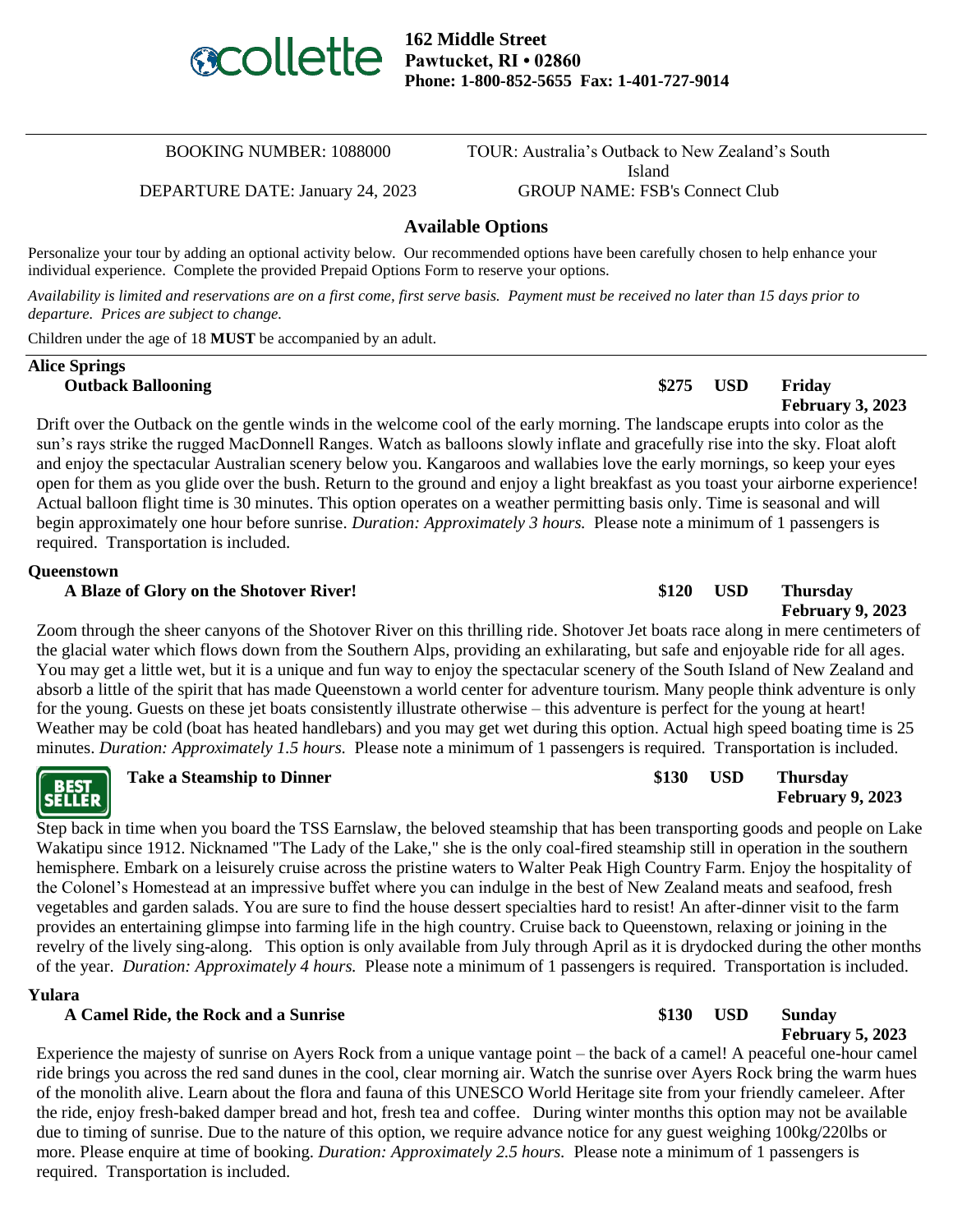**collette**

**162 Middle Street**
**Pawtucket, RI • 02860**
**Phone: 1-800-852-5655 Fax: 1-401-727-9014**

BOOKING NUMBER: 1088000 TOUR: Australia's Outback to New Zealand's South Island

DEPARTURE DATE: January 24, 2023 GROUP NAME: FSB's Connect Club

## Available Options

Personalize your tour by adding an optional activity below. Our recommended options have been carefully chosen to help enhance your individual experience. Complete the provided Prepaid Options Form to reserve your options.

*Availability is limited and reservations are on a first come, first serve basis. Payment must be received no later than 15 days prior to departure. Prices are subject to change.*

Children under the age of 18 **MUST** be accompanied by an adult.

### Alice Springs

**Outback Ballooning** — **$275 USD** — **Friday February 3, 2023**

Drift over the Outback on the gentle winds in the welcome cool of the early morning. The landscape erupts into color as the sun's rays strike the rugged MacDonnell Ranges. Watch as balloons slowly inflate and gracefully rise into the sky. Float aloft and enjoy the spectacular Australian scenery below you. Kangaroos and wallabies love the early mornings, so keep your eyes open for them as you glide over the bush. Return to the ground and enjoy a light breakfast as you toast your airborne experience! Actual balloon flight time is 30 minutes. This option operates on a weather permitting basis only. Time is seasonal and will begin approximately one hour before sunrise. *Duration: Approximately 3 hours.* Please note a minimum of 1 passengers is required. Transportation is included.

### Queenstown

**A Blaze of Glory on the Shotover River!** — **$120 USD** — **Thursday February 9, 2023**

Zoom through the sheer canyons of the Shotover River on this thrilling ride. Shotover Jet boats race along in mere centimeters of the glacial water which flows down from the Southern Alps, providing an exhilarating, but safe and enjoyable ride for all ages. You may get a little wet, but it is a unique and fun way to enjoy the spectacular scenery of the South Island of New Zealand and absorb a little of the spirit that has made Queenstown a world center for adventure tourism. Many people think adventure is only for the young. Guests on these jet boats consistently illustrate otherwise – this adventure is perfect for the young at heart! Weather may be cold (boat has heated handlebars) and you may get wet during this option. Actual high speed boating time is 25 minutes. *Duration: Approximately 1.5 hours.* Please note a minimum of 1 passengers is required. Transportation is included.

BEST SELLER **Take a Steamship to Dinner** — **$130 USD** — **Thursday February 9, 2023**

Step back in time when you board the TSS Earnslaw, the beloved steamship that has been transporting goods and people on Lake Wakatipu since 1912. Nicknamed "The Lady of the Lake," she is the only coal-fired steamship still in operation in the southern hemisphere. Embark on a leisurely cruise across the pristine waters to Walter Peak High Country Farm. Enjoy the hospitality of the Colonel's Homestead at an impressive buffet where you can indulge in the best of New Zealand meats and seafood, fresh vegetables and garden salads. You are sure to find the house dessert specialties hard to resist! An after-dinner visit to the farm provides an entertaining glimpse into farming life in the high country. Cruise back to Queenstown, relaxing or joining in the revelry of the lively sing-along. This option is only available from July through April as it is drydocked during the other months of the year. *Duration: Approximately 4 hours.* Please note a minimum of 1 passengers is required. Transportation is included.

### Yulara

**A Camel Ride, the Rock and a Sunrise** — **$130 USD** — **Sunday February 5, 2023**

Experience the majesty of sunrise on Ayers Rock from a unique vantage point – the back of a camel! A peaceful one-hour camel ride brings you across the red sand dunes in the cool, clear morning air. Watch the sunrise over Ayers Rock bring the warm hues of the monolith alive. Learn about the flora and fauna of this UNESCO World Heritage site from your friendly cameleer. After the ride, enjoy fresh-baked damper bread and hot, fresh tea and coffee. During winter months this option may not be available due to timing of sunrise. Due to the nature of this option, we require advance notice for any guest weighing 100kg/220lbs or more. Please enquire at time of booking. *Duration: Approximately 2.5 hours.* Please note a minimum of 1 passengers is required. Transportation is included.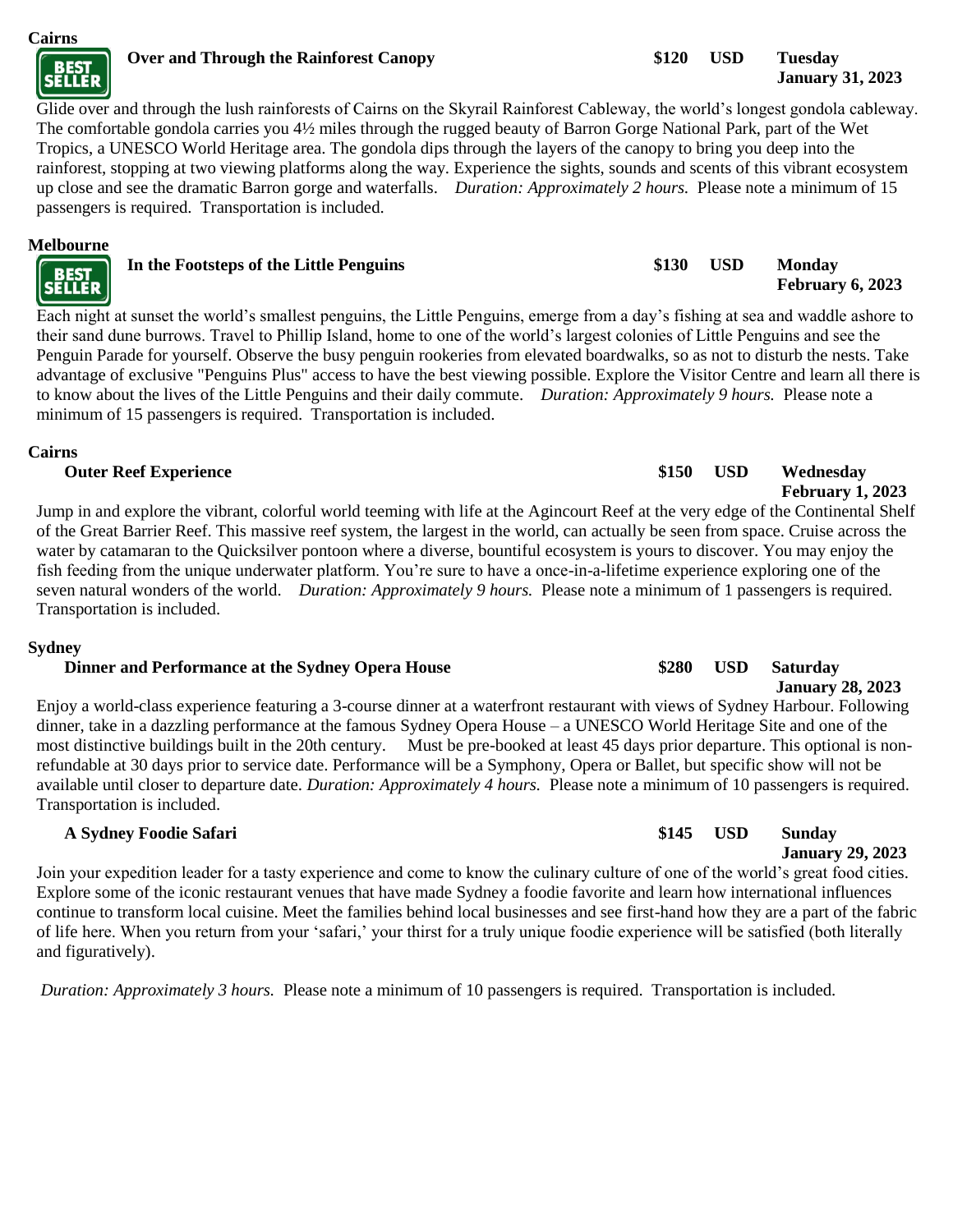**Cairns**

BEST SELLER **Over and Through the Rainforest Canopy** **$120 USD** **Tuesday January 31, 2023**

Glide over and through the lush rainforests of Cairns on the Skyrail Rainforest Cableway, the world's longest gondola cableway. The comfortable gondola carries you 4½ miles through the rugged beauty of Barron Gorge National Park, part of the Wet Tropics, a UNESCO World Heritage area. The gondola dips through the layers of the canopy to bring you deep into the rainforest, stopping at two viewing platforms along the way. Experience the sights, sounds and scents of this vibrant ecosystem up close and see the dramatic Barron gorge and waterfalls. *Duration: Approximately 2 hours.* Please note a minimum of 15 passengers is required. Transportation is included.

**Melbourne**

BEST SELLER **In the Footsteps of the Little Penguins** **$130 USD** **Monday February 6, 2023**

Each night at sunset the world's smallest penguins, the Little Penguins, emerge from a day's fishing at sea and waddle ashore to their sand dune burrows. Travel to Phillip Island, home to one of the world's largest colonies of Little Penguins and see the Penguin Parade for yourself. Observe the busy penguin rookeries from elevated boardwalks, so as not to disturb the nests. Take advantage of exclusive "Penguins Plus" access to have the best viewing possible. Explore the Visitor Centre and learn all there is to know about the lives of the Little Penguins and their daily commute. *Duration: Approximately 9 hours.* Please note a minimum of 15 passengers is required. Transportation is included.

**Cairns**

**Outer Reef Experience** **$150 USD** **Wednesday February 1, 2023**

Jump in and explore the vibrant, colorful world teeming with life at the Agincourt Reef at the very edge of the Continental Shelf of the Great Barrier Reef. This massive reef system, the largest in the world, can actually be seen from space. Cruise across the water by catamaran to the Quicksilver pontoon where a diverse, bountiful ecosystem is yours to discover. You may enjoy the fish feeding from the unique underwater platform. You're sure to have a once-in-a-lifetime experience exploring one of the seven natural wonders of the world. *Duration: Approximately 9 hours.* Please note a minimum of 1 passengers is required. Transportation is included.

**Sydney**

**Dinner and Performance at the Sydney Opera House** **$280 USD** **Saturday January 28, 2023**

Enjoy a world-class experience featuring a 3-course dinner at a waterfront restaurant with views of Sydney Harbour. Following dinner, take in a dazzling performance at the famous Sydney Opera House – a UNESCO World Heritage Site and one of the most distinctive buildings built in the 20th century. Must be pre-booked at least 45 days prior departure. This optional is non-refundable at 30 days prior to service date. Performance will be a Symphony, Opera or Ballet, but specific show will not be available until closer to departure date. *Duration: Approximately 4 hours.* Please note a minimum of 10 passengers is required. Transportation is included.

**A Sydney Foodie Safari** **$145 USD** **Sunday January 29, 2023**

Join your expedition leader for a tasty experience and come to know the culinary culture of one of the world's great food cities. Explore some of the iconic restaurant venues that have made Sydney a foodie favorite and learn how international influences continue to transform local cuisine. Meet the families behind local businesses and see first-hand how they are a part of the fabric of life here. When you return from your 'safari,' your thirst for a truly unique foodie experience will be satisfied (both literally and figuratively).

*Duration: Approximately 3 hours.* Please note a minimum of 10 passengers is required. Transportation is included.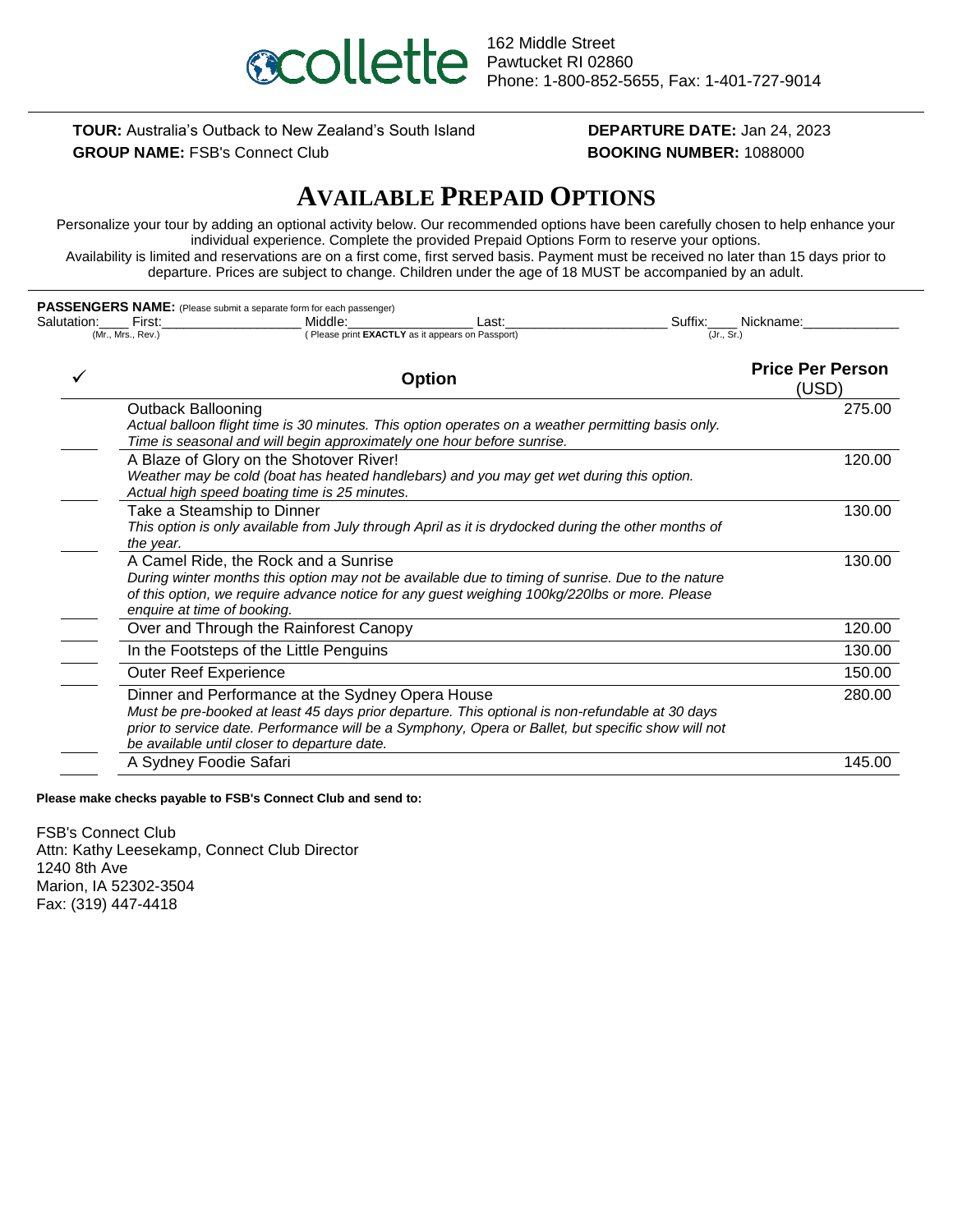collette

162 Middle Street
Pawtucket RI 02860
Phone: 1-800-852-5655, Fax: 1-401-727-9014

**TOUR:** Australia's Outback to New Zealand's South Island
**GROUP NAME:** FSB's Connect Club

**DEPARTURE DATE:** Jan 24, 2023
**BOOKING NUMBER:** 1088000

# AVAILABLE PREPAID OPTIONS

Personalize your tour by adding an optional activity below. Our recommended options have been carefully chosen to help enhance your individual experience. Complete the provided Prepaid Options Form to reserve your options.
Availability is limited and reservations are on a first come, first served basis. Payment must be received no later than 15 days prior to departure. Prices are subject to change. Children under the age of 18 MUST be accompanied by an adult.

**PASSENGERS NAME:** (Please submit a separate form for each passenger)
Salutation:____ First:__________________ Middle:________________ Last:____________________ Suffix:____ Nickname:____________
(Mr., Mrs., Rev.) ( Please print **EXACTLY** as it appears on Passport) (Jr., Sr.)

| ✓ | Option | Price Per Person (USD) |
|---|---|---|
| ____ | Outback Ballooning<br>*Actual balloon flight time is 30 minutes. This option operates on a weather permitting basis only. Time is seasonal and will begin approximately one hour before sunrise.* | 275.00 |
| ____ | A Blaze of Glory on the Shotover River!<br>*Weather may be cold (boat has heated handlebars) and you may get wet during this option. Actual high speed boating time is 25 minutes.* | 120.00 |
| ____ | Take a Steamship to Dinner<br>*This option is only available from July through April as it is drydocked during the other months of the year.* | 130.00 |
| ____ | A Camel Ride, the Rock and a Sunrise<br>*During winter months this option may not be available due to timing of sunrise. Due to the nature of this option, we require advance notice for any guest weighing 100kg/220lbs or more. Please enquire at time of booking.* | 130.00 |
| ____ | Over and Through the Rainforest Canopy | 120.00 |
| ____ | In the Footsteps of the Little Penguins | 130.00 |
| ____ | Outer Reef Experience | 150.00 |
| ____ | Dinner and Performance at the Sydney Opera House<br>*Must be pre-booked at least 45 days prior departure. This optional is non-refundable at 30 days prior to service date. Performance will be a Symphony, Opera or Ballet, but specific show will not be available until closer to departure date.* | 280.00 |
| ____ | A Sydney Foodie Safari | 145.00 |

**Please make checks payable to FSB's Connect Club and send to:**

FSB's Connect Club
Attn: Kathy Leesekamp, Connect Club Director
1240 8th Ave
Marion, IA 52302-3504
Fax: (319) 447-4418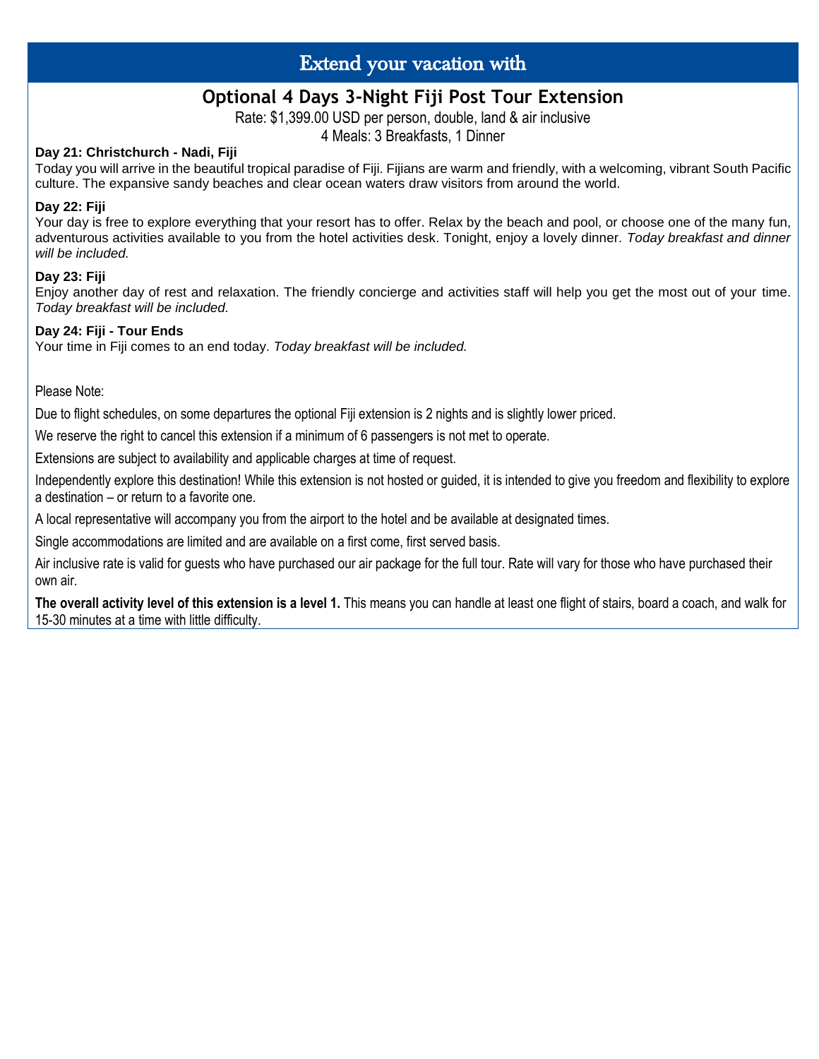# Extend your vacation with

## Optional 4 Days 3-Night Fiji Post Tour Extension

Rate: $1,399.00 USD per person, double, land & air inclusive

4 Meals: 3 Breakfasts, 1 Dinner

**Day 21: Christchurch - Nadi, Fiji**

Today you will arrive in the beautiful tropical paradise of Fiji. Fijians are warm and friendly, with a welcoming, vibrant South Pacific culture. The expansive sandy beaches and clear ocean waters draw visitors from around the world.

**Day 22: Fiji**

Your day is free to explore everything that your resort has to offer. Relax by the beach and pool, or choose one of the many fun, adventurous activities available to you from the hotel activities desk. Tonight, enjoy a lovely dinner. *Today breakfast and dinner will be included.*

**Day 23: Fiji**

Enjoy another day of rest and relaxation. The friendly concierge and activities staff will help you get the most out of your time. *Today breakfast will be included.*

**Day 24: Fiji - Tour Ends**

Your time in Fiji comes to an end today. *Today breakfast will be included.*

Please Note:

Due to flight schedules, on some departures the optional Fiji extension is 2 nights and is slightly lower priced.

We reserve the right to cancel this extension if a minimum of 6 passengers is not met to operate.

Extensions are subject to availability and applicable charges at time of request.

Independently explore this destination! While this extension is not hosted or guided, it is intended to give you freedom and flexibility to explore a destination – or return to a favorite one.

A local representative will accompany you from the airport to the hotel and be available at designated times.

Single accommodations are limited and are available on a first come, first served basis.

Air inclusive rate is valid for guests who have purchased our air package for the full tour. Rate will vary for those who have purchased their own air.

**The overall activity level of this extension is a level 1.** This means you can handle at least one flight of stairs, board a coach, and walk for 15-30 minutes at a time with little difficulty.